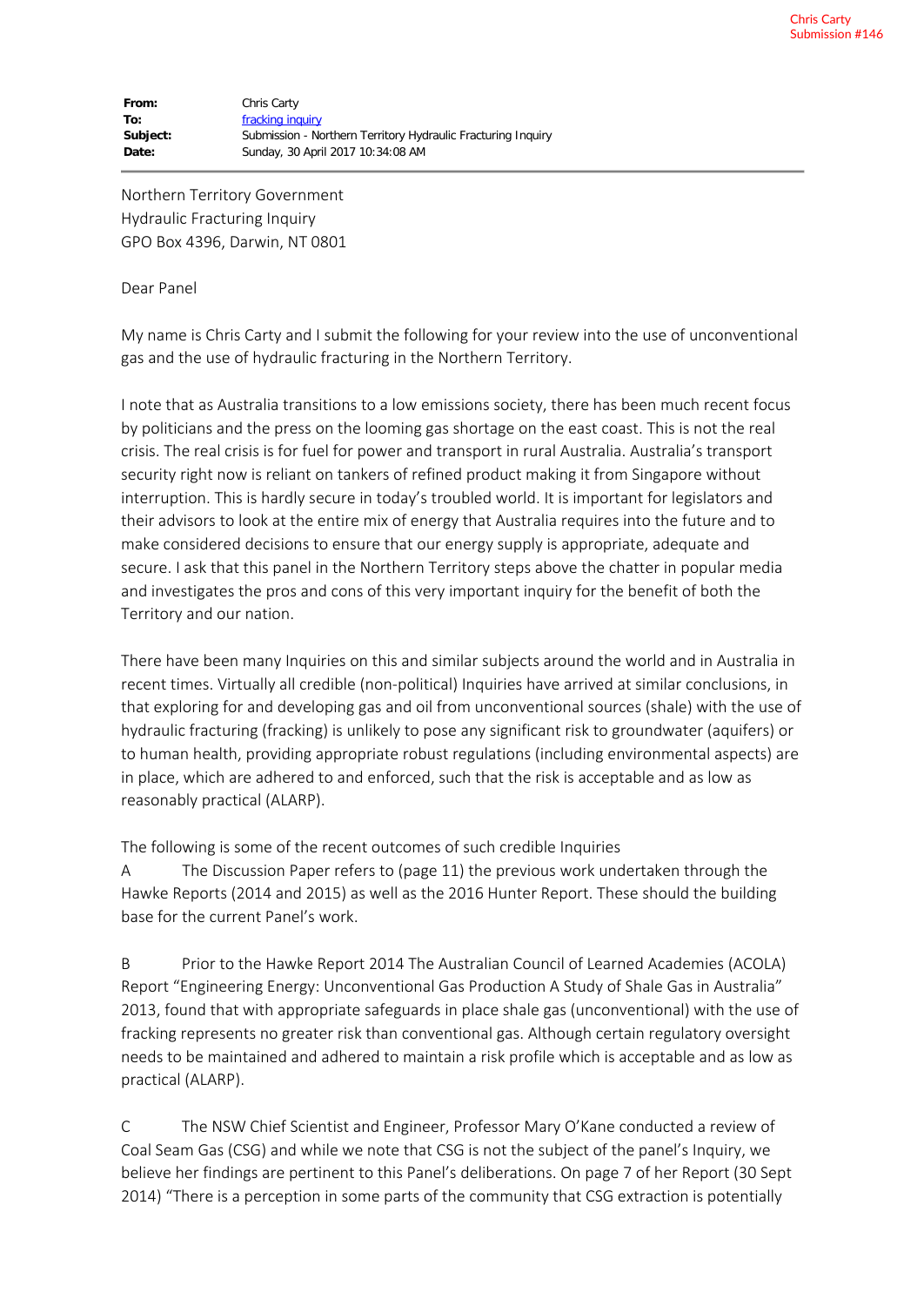Chris Carty
Submission #146

**From:** Chris Carty
**To:** fracking inquiry
**Subject:** Submission - Northern Territory Hydraulic Fracturing Inquiry
**Date:** Sunday, 30 April 2017 10:34:08 AM

---

Northern Territory Government
Hydraulic Fracturing Inquiry
GPO Box 4396, Darwin, NT 0801

Dear Panel

My name is Chris Carty and I submit the following for your review into the use of unconventional gas and the use of hydraulic fracturing in the Northern Territory.

I note that as Australia transitions to a low emissions society, there has been much recent focus by politicians and the press on the looming gas shortage on the east coast. This is not the real crisis. The real crisis is for fuel for power and transport in rural Australia. Australia's transport security right now is reliant on tankers of refined product making it from Singapore without interruption. This is hardly secure in today's troubled world. It is important for legislators and their advisors to look at the entire mix of energy that Australia requires into the future and to make considered decisions to ensure that our energy supply is appropriate, adequate and secure. I ask that this panel in the Northern Territory steps above the chatter in popular media and investigates the pros and cons of this very important inquiry for the benefit of both the Territory and our nation.

There have been many Inquiries on this and similar subjects around the world and in Australia in recent times. Virtually all credible (non-political) Inquiries have arrived at similar conclusions, in that exploring for and developing gas and oil from unconventional sources (shale) with the use of hydraulic fracturing (fracking) is unlikely to pose any significant risk to groundwater (aquifers) or to human health, providing appropriate robust regulations (including environmental aspects) are in place, which are adhered to and enforced, such that the risk is acceptable and as low as reasonably practical (ALARP).

The following is some of the recent outcomes of such credible Inquiries

A The Discussion Paper refers to (page 11) the previous work undertaken through the Hawke Reports (2014 and 2015) as well as the 2016 Hunter Report. These should the building base for the current Panel's work.

B Prior to the Hawke Report 2014 The Australian Council of Learned Academies (ACOLA) Report "Engineering Energy: Unconventional Gas Production A Study of Shale Gas in Australia" 2013, found that with appropriate safeguards in place shale gas (unconventional) with the use of fracking represents no greater risk than conventional gas. Although certain regulatory oversight needs to be maintained and adhered to maintain a risk profile which is acceptable and as low as practical (ALARP).

C The NSW Chief Scientist and Engineer, Professor Mary O'Kane conducted a review of Coal Seam Gas (CSG) and while we note that CSG is not the subject of the panel's Inquiry, we believe her findings are pertinent to this Panel's deliberations. On page 7 of her Report (30 Sept 2014) "There is a perception in some parts of the community that CSG extraction is potentially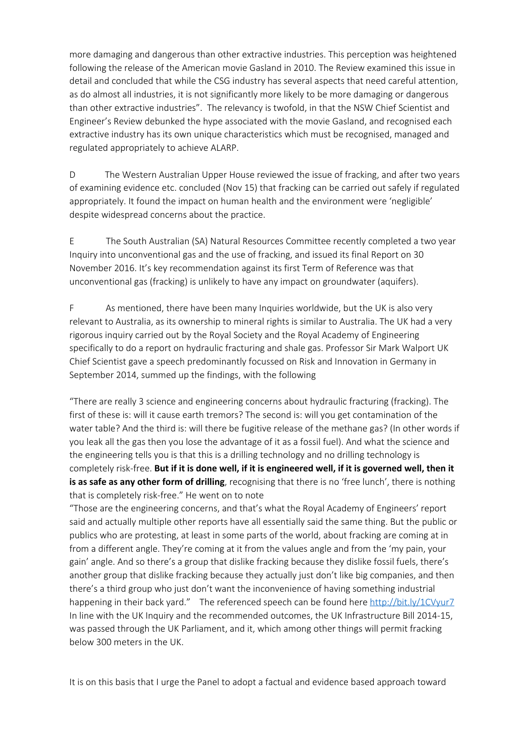more damaging and dangerous than other extractive industries. This perception was heightened following the release of the American movie Gasland in 2010. The Review examined this issue in detail and concluded that while the CSG industry has several aspects that need careful attention, as do almost all industries, it is not significantly more likely to be more damaging or dangerous than other extractive industries". The relevancy is twofold, in that the NSW Chief Scientist and Engineer's Review debunked the hype associated with the movie Gasland, and recognised each extractive industry has its own unique characteristics which must be recognised, managed and regulated appropriately to achieve ALARP.

D The Western Australian Upper House reviewed the issue of fracking, and after two years of examining evidence etc. concluded (Nov 15) that fracking can be carried out safely if regulated appropriately. It found the impact on human health and the environment were 'negligible' despite widespread concerns about the practice.

E The South Australian (SA) Natural Resources Committee recently completed a two year Inquiry into unconventional gas and the use of fracking, and issued its final Report on 30 November 2016. It's key recommendation against its first Term of Reference was that unconventional gas (fracking) is unlikely to have any impact on groundwater (aquifers).

F As mentioned, there have been many Inquiries worldwide, but the UK is also very relevant to Australia, as its ownership to mineral rights is similar to Australia. The UK had a very rigorous inquiry carried out by the Royal Society and the Royal Academy of Engineering specifically to do a report on hydraulic fracturing and shale gas. Professor Sir Mark Walport UK Chief Scientist gave a speech predominantly focussed on Risk and Innovation in Germany in September 2014, summed up the findings, with the following

"There are really 3 science and engineering concerns about hydraulic fracturing (fracking). The first of these is: will it cause earth tremors? The second is: will you get contamination of the water table? And the third is: will there be fugitive release of the methane gas? (In other words if you leak all the gas then you lose the advantage of it as a fossil fuel). And what the science and the engineering tells you is that this is a drilling technology and no drilling technology is completely risk-free. **But if it is done well, if it is engineered well, if it is governed well, then it is as safe as any other form of drilling**, recognising that there is no 'free lunch', there is nothing that is completely risk-free." He went on to note

"Those are the engineering concerns, and that's what the Royal Academy of Engineers' report said and actually multiple other reports have all essentially said the same thing. But the public or publics who are protesting, at least in some parts of the world, about fracking are coming at in from a different angle. They're coming at it from the values angle and from the 'my pain, your gain' angle. And so there's a group that dislike fracking because they dislike fossil fuels, there's another group that dislike fracking because they actually just don't like big companies, and then there's a third group who just don't want the inconvenience of having something industrial happening in their back yard." The referenced speech can be found here [http://bit.ly/1CVyur7](http://bit.ly/1CVyur7)
In line with the UK Inquiry and the recommended outcomes, the UK Infrastructure Bill 2014-15, was passed through the UK Parliament, and it, which among other things will permit fracking below 300 meters in the UK.

It is on this basis that I urge the Panel to adopt a factual and evidence based approach toward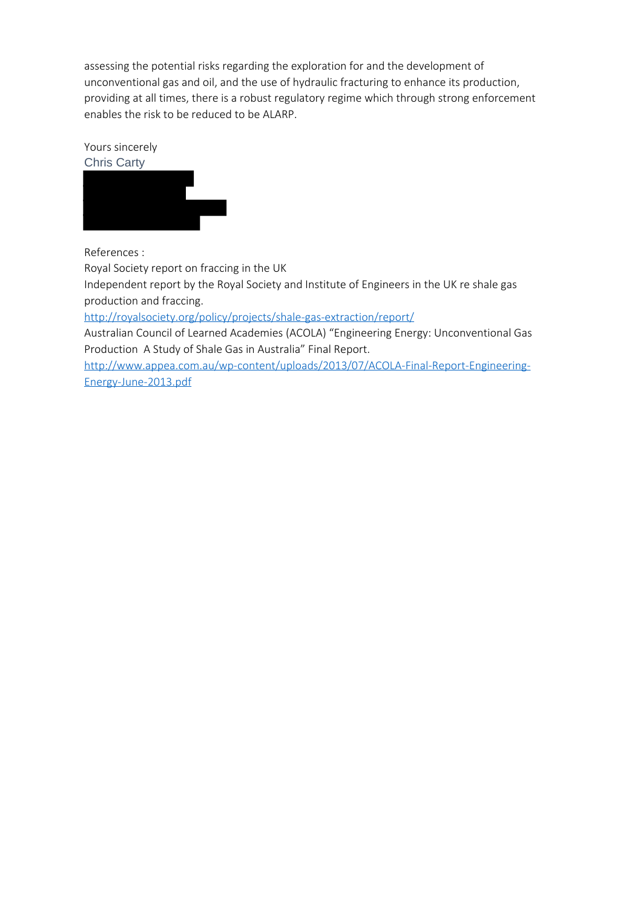assessing the potential risks regarding the exploration for and the development of unconventional gas and oil, and the use of hydraulic fracturing to enhance its production, providing at all times, there is a robust regulatory regime which through strong enforcement enables the risk to be reduced to be ALARP.

Yours sincerely
Chris Carty

References :
Royal Society report on fraccing in the UK
Independent report by the Royal Society and Institute of Engineers in the UK re shale gas production and fraccing.
http://royalsociety.org/policy/projects/shale-gas-extraction/report/
Australian Council of Learned Academies (ACOLA) “Engineering Energy: Unconventional Gas Production A Study of Shale Gas in Australia” Final Report.
http://www.appea.com.au/wp-content/uploads/2013/07/ACOLA-Final-Report-Engineering-Energy-June-2013.pdf